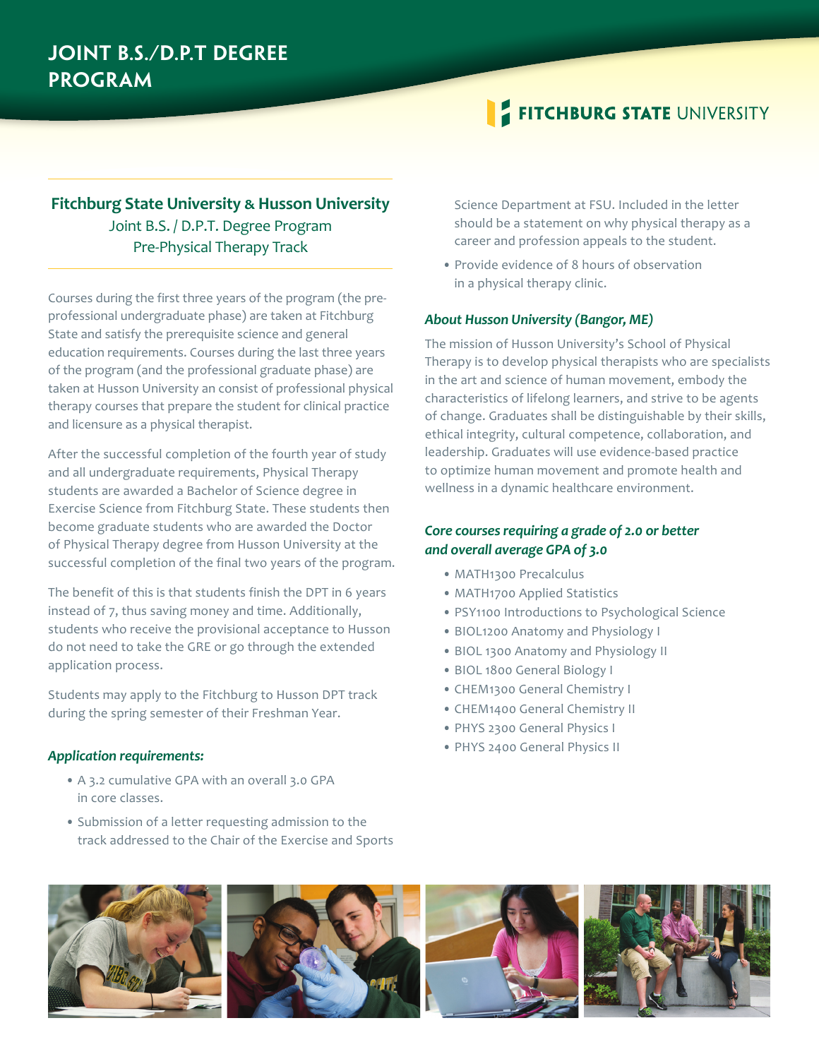# JOINT B.S./D.P.T DEGREE PROGRAM

FITCHBURG STATE UNIVERSITY

## Fitchburg State University & Husson University

Joint B.S. / D.P.T. Degree Program
Pre-Physical Therapy Track

Courses during the first three years of the program (the pre-professional undergraduate phase) are taken at Fitchburg State and satisfy the prerequisite science and general education requirements. Courses during the last three years of the program (and the professional graduate phase) are taken at Husson University an consist of professional physical therapy courses that prepare the student for clinical practice and licensure as a physical therapist.

After the successful completion of the fourth year of study and all undergraduate requirements, Physical Therapy students are awarded a Bachelor of Science degree in Exercise Science from Fitchburg State. These students then become graduate students who are awarded the Doctor of Physical Therapy degree from Husson University at the successful completion of the final two years of the program.

The benefit of this is that students finish the DPT in 6 years instead of 7, thus saving money and time. Additionally, students who receive the provisional acceptance to Husson do not need to take the GRE or go through the extended application process.

Students may apply to the Fitchburg to Husson DPT track during the spring semester of their Freshman Year.

### *Application requirements:*

- A 3.2 cumulative GPA with an overall 3.0 GPA in core classes.
- Submission of a letter requesting admission to the track addressed to the Chair of the Exercise and Sports Science Department at FSU. Included in the letter should be a statement on why physical therapy as a career and profession appeals to the student.
- Provide evidence of 8 hours of observation in a physical therapy clinic.

### *About Husson University (Bangor, ME)*

The mission of Husson University's School of Physical Therapy is to develop physical therapists who are specialists in the art and science of human movement, embody the characteristics of lifelong learners, and strive to be agents of change. Graduates shall be distinguishable by their skills, ethical integrity, cultural competence, collaboration, and leadership. Graduates will use evidence-based practice to optimize human movement and promote health and wellness in a dynamic healthcare environment.

### *Core courses requiring a grade of 2.0 or better and overall average GPA of 3.0*

- MATH1300 Precalculus
- MATH1700 Applied Statistics
- PSY1100 Introductions to Psychological Science
- BIOL1200 Anatomy and Physiology I
- BIOL 1300 Anatomy and Physiology II
- BIOL 1800 General Biology I
- CHEM1300 General Chemistry I
- CHEM1400 General Chemistry II
- PHYS 2300 General Physics I
- PHYS 2400 General Physics II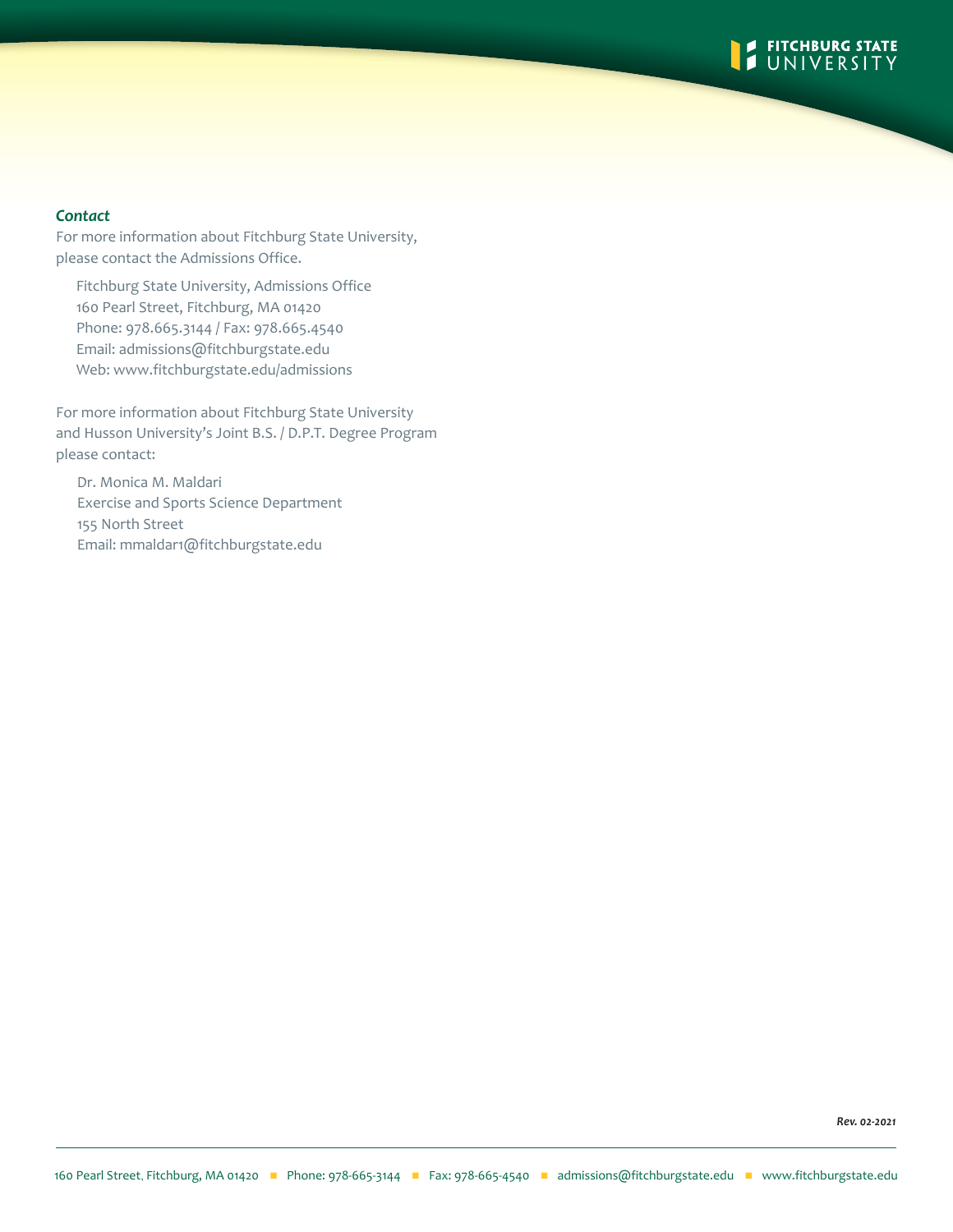### *Contact*

For more information about Fitchburg State University, please contact the Admissions Office.

Fitchburg State University, Admissions Office
160 Pearl Street, Fitchburg, MA 01420
Phone: 978.665.3144 / Fax: 978.665.4540
Email: admissions@fitchburgstate.edu
Web: www.fitchburgstate.edu/admissions

For more information about Fitchburg State University and Husson University's Joint B.S. / D.P.T. Degree Program please contact:

Dr. Monica M. Maldari
Exercise and Sports Science Department
155 North Street
Email: mmaldar1@fitchburgstate.edu

*Rev. 02-2021*